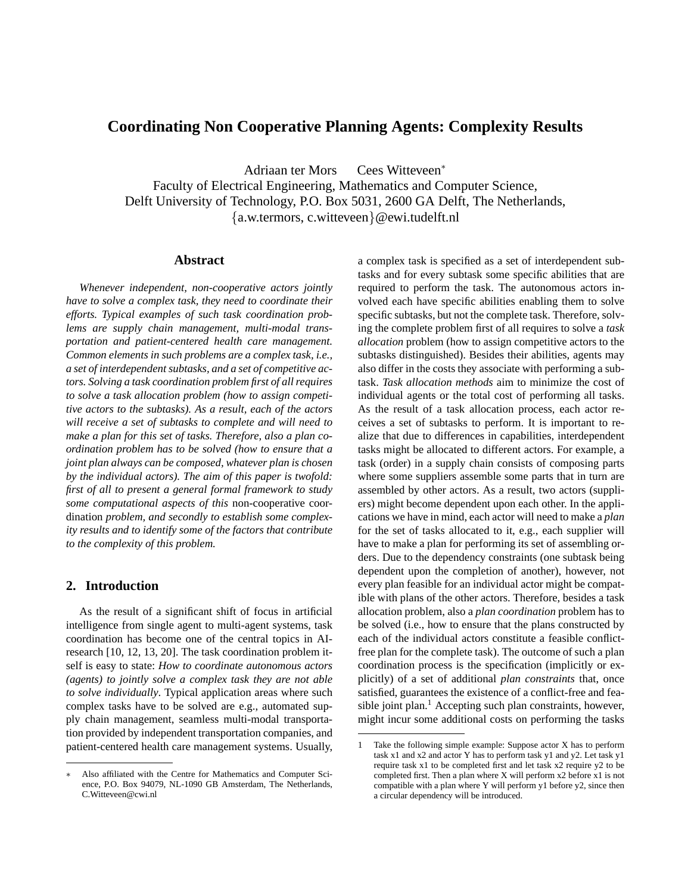# Coordinating Non Cooperative Planning Agents: Complexity Results

Adriaan ter Mors  Cees Witteveen[*]

Faculty of Electrical Engineering, Mathematics and Computer Science,
Delft University of Technology, P.O. Box 5031, 2600 GA Delft, The Netherlands,
{a.w.termors, c.witteveen}@ewi.tudelft.nl

## Abstract

*Whenever independent, non-cooperative actors jointly have to solve a complex task, they need to coordinate their efforts. Typical examples of such task coordination problems are supply chain management, multi-modal transportation and patient-centered health care management. Common elements in such problems are a complex task, i.e., a set of interdependent subtasks, and a set of competitive actors. Solving a task coordination problem first of all requires to solve a task allocation problem (how to assign competitive actors to the subtasks). As a result, each of the actors will receive a set of subtasks to complete and will need to make a plan for this set of tasks. Therefore, also a plan coordination problem has to be solved (how to ensure that a joint plan always can be composed, whatever plan is chosen by the individual actors). The aim of this paper is twofold: first of all to present a general formal framework to study some computational aspects of this* non-cooperative coor-dination *problem, and secondly to establish some complexity results and to identify some of the factors that contribute to the complexity of this problem.*

## 2. Introduction

As the result of a significant shift of focus in artificial intelligence from single agent to multi-agent systems, task coordination has become one of the central topics in AI-research [10, 12, 13, 20]. The task coordination problem itself is easy to state: *How to coordinate autonomous actors (agents) to jointly solve a complex task they are not able to solve individually*. Typical application areas where such complex tasks have to be solved are e.g., automated supply chain management, seamless multi-modal transportation provided by independent transportation companies, and patient-centered health care management systems. Usually, a complex task is specified as a set of interdependent subtasks and for every subtask some specific abilities that are required to perform the task. The autonomous actors involved each have specific abilities enabling them to solve specific subtasks, but not the complete task. Therefore, solving the complete problem first of all requires to solve a *task allocation* problem (how to assign competitive actors to the subtasks distinguished). Besides their abilities, agents may also differ in the costs they associate with performing a subtask. *Task allocation methods* aim to minimize the cost of individual agents or the total cost of performing all tasks. As the result of a task allocation process, each actor receives a set of subtasks to perform. It is important to realize that due to differences in capabilities, interdependent tasks might be allocated to different actors. For example, a task (order) in a supply chain consists of composing parts where some suppliers assemble some parts that in turn are assembled by other actors. As a result, two actors (suppliers) might become dependent upon each other. In the applications we have in mind, each actor will need to make a *plan* for the set of tasks allocated to it, e.g., each supplier will have to make a plan for performing its set of assembling orders. Due to the dependency constraints (one subtask being dependent upon the completion of another), however, not every plan feasible for an individual actor might be compatible with plans of the other actors. Therefore, besides a task allocation problem, also a *plan coordination* problem has to be solved (i.e., how to ensure that the plans constructed by each of the individual actors constitute a feasible conflict-free plan for the complete task). The outcome of such a plan coordination process is the specification (implicitly or explicitly) of a set of additional *plan constraints* that, once satisfied, guarantees the existence of a conflict-free and feasible joint plan.[1] Accepting such plan constraints, however, might incur some additional costs on performing the tasks

---

[*] Also affiliated with the Centre for Mathematics and Computer Science, P.O. Box 94079, NL-1090 GB Amsterdam, The Netherlands, C.Witteveen@cwi.nl

[1] Take the following simple example: Suppose actor X has to perform task x1 and x2 and actor Y has to perform task y1 and y2. Let task y1 require task x1 to be completed first and let task x2 require y2 to be completed first. Then a plan where X will perform x2 before x1 is not compatible with a plan where Y will perform y1 before y2, since then a circular dependency will be introduced.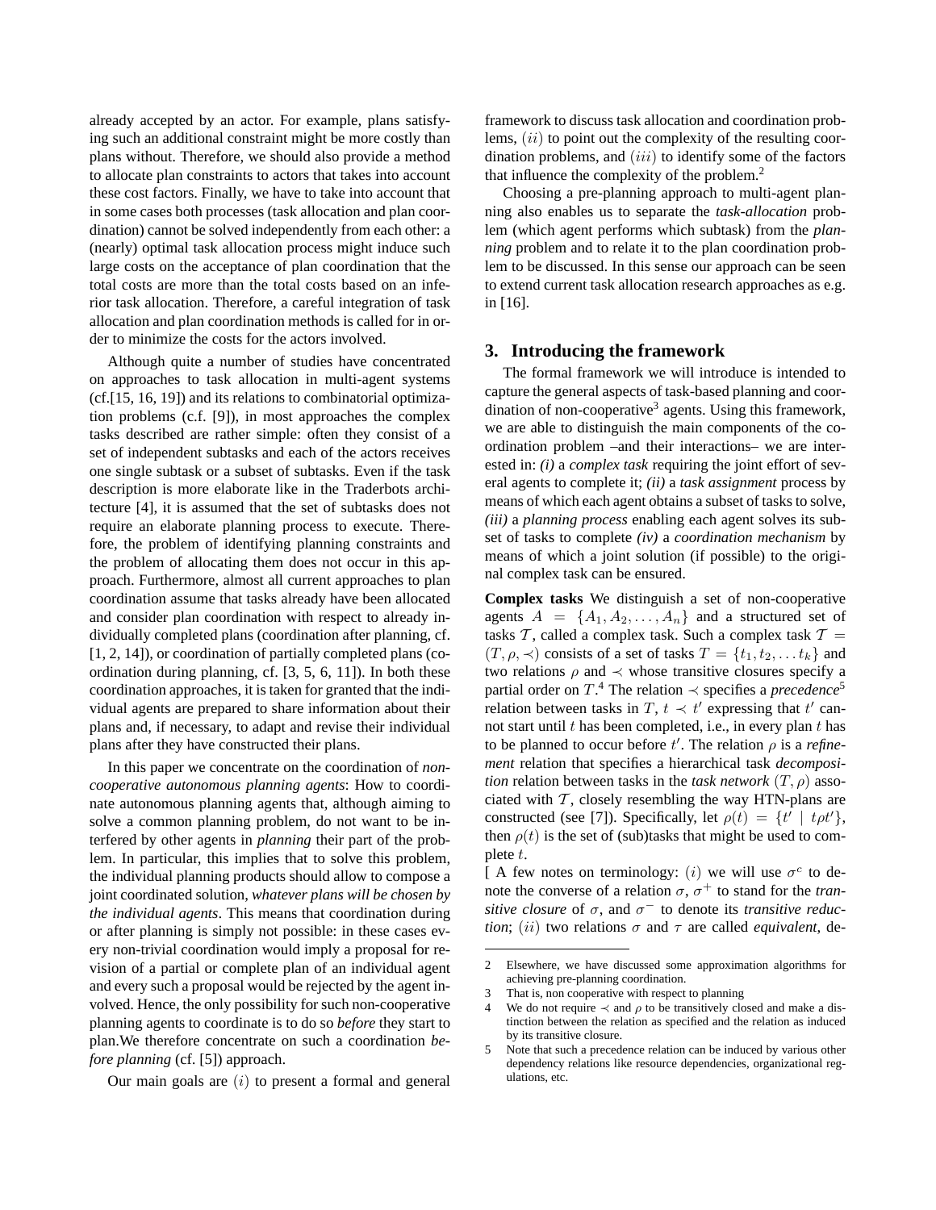already accepted by an actor. For example, plans satisfying such an additional constraint might be more costly than plans without. Therefore, we should also provide a method to allocate plan constraints to actors that takes into account these cost factors. Finally, we have to take into account that in some cases both processes (task allocation and plan coordination) cannot be solved independently from each other: a (nearly) optimal task allocation process might induce such large costs on the acceptance of plan coordination that the total costs are more than the total costs based on an inferior task allocation. Therefore, a careful integration of task allocation and plan coordination methods is called for in order to minimize the costs for the actors involved.

Although quite a number of studies have concentrated on approaches to task allocation in multi-agent systems (cf.[15, 16, 19]) and its relations to combinatorial optimization problems (c.f. [9]), in most approaches the complex tasks described are rather simple: often they consist of a set of independent subtasks and each of the actors receives one single subtask or a subset of subtasks. Even if the task description is more elaborate like in the Traderbots architecture [4], it is assumed that the set of subtasks does not require an elaborate planning process to execute. Therefore, the problem of identifying planning constraints and the problem of allocating them does not occur in this approach. Furthermore, almost all current approaches to plan coordination assume that tasks already have been allocated and consider plan coordination with respect to already individually completed plans (coordination after planning, cf. [1, 2, 14]), or coordination of partially completed plans (coordination during planning, cf. [3, 5, 6, 11]). In both these coordination approaches, it is taken for granted that the individual agents are prepared to share information about their plans and, if necessary, to adapt and revise their individual plans after they have constructed their plans.

In this paper we concentrate on the coordination of *non-cooperative autonomous planning agents*: How to coordinate autonomous planning agents that, although aiming to solve a common planning problem, do not want to be interfered by other agents in *planning* their part of the problem. In particular, this implies that to solve this problem, the individual planning products should allow to compose a joint coordinated solution, *whatever plans will be chosen by the individual agents*. This means that coordination during or after planning is simply not possible: in these cases every non-trivial coordination would imply a proposal for revision of a partial or complete plan of an individual agent and every such a proposal would be rejected by the agent involved. Hence, the only possibility for such non-cooperative planning agents to coordinate is to do so *before* they start to plan.We therefore concentrate on such a coordination *before planning* (cf. [5]) approach.

Our main goals are $(i)$ to present a formal and general framework to discuss task allocation and coordination problems, $(ii)$ to point out the complexity of the resulting coordination problems, and $(iii)$ to identify some of the factors that influence the complexity of the problem.[2]

Choosing a pre-planning approach to multi-agent planning also enables us to separate the *task-allocation* problem (which agent performs which subtask) from the *planning* problem and to relate it to the plan coordination problem to be discussed. In this sense our approach can be seen to extend current task allocation research approaches as e.g. in [16].

## 3. Introducing the framework

The formal framework we will introduce is intended to capture the general aspects of task-based planning and coordination of non-cooperative[3] agents. Using this framework, we are able to distinguish the main components of the coordination problem –and their interactions– we are interested in: *(i)* a *complex task* requiring the joint effort of several agents to complete it; *(ii)* a *task assignment* process by means of which each agent obtains a subset of tasks to solve, *(iii)* a *planning process* enabling each agent solves its subset of tasks to complete *(iv)* a *coordination mechanism* by means of which a joint solution (if possible) to the original complex task can be ensured.

**Complex tasks** We distinguish a set of non-cooperative agents $A = \{A_1, A_2, \ldots, A_n\}$ and a structured set of tasks $\mathcal{T}$, called a complex task. Such a complex task $\mathcal{T} = (T, \rho, \prec)$ consists of a set of tasks $T = \{t_1, t_2, \ldots t_k\}$ and two relations $\rho$ and $\prec$ whose transitive closures specify a partial order on $T$.[4] The relation $\prec$ specifies a *precedence*[5] relation between tasks in $T$, $t \prec t'$ expressing that $t'$ cannot start until $t$ has been completed, i.e., in every plan $t$ has to be planned to occur before $t'$. The relation $\rho$ is a *refinement* relation that specifies a hierarchical task *decomposition* relation between tasks in the *task network* $(T, \rho)$ associated with $\mathcal{T}$, closely resembling the way HTN-plans are constructed (see [7]). Specifically, let $\rho(t) = \{t' \mid t\rho t'\}$, then $\rho(t)$ is the set of (sub)tasks that might be used to complete $t$.

[ A few notes on terminology: $(i)$ we will use $\sigma^c$ to denote the converse of a relation $\sigma$, $\sigma^+$ to stand for the *transitive closure* of $\sigma$, and $\sigma^-$ to denote its *transitive reduction*; $(ii)$ two relations $\sigma$ and $\tau$ are called *equivalent*, de-

---

2 Elsewhere, we have discussed some approximation algorithms for achieving pre-planning coordination.

3 That is, non cooperative with respect to planning

4 We do not require $\prec$ and $\rho$ to be transitively closed and make a distinction between the relation as specified and the relation as induced by its transitive closure.

5 Note that such a precedence relation can be induced by various other dependency relations like resource dependencies, organizational regulations, etc.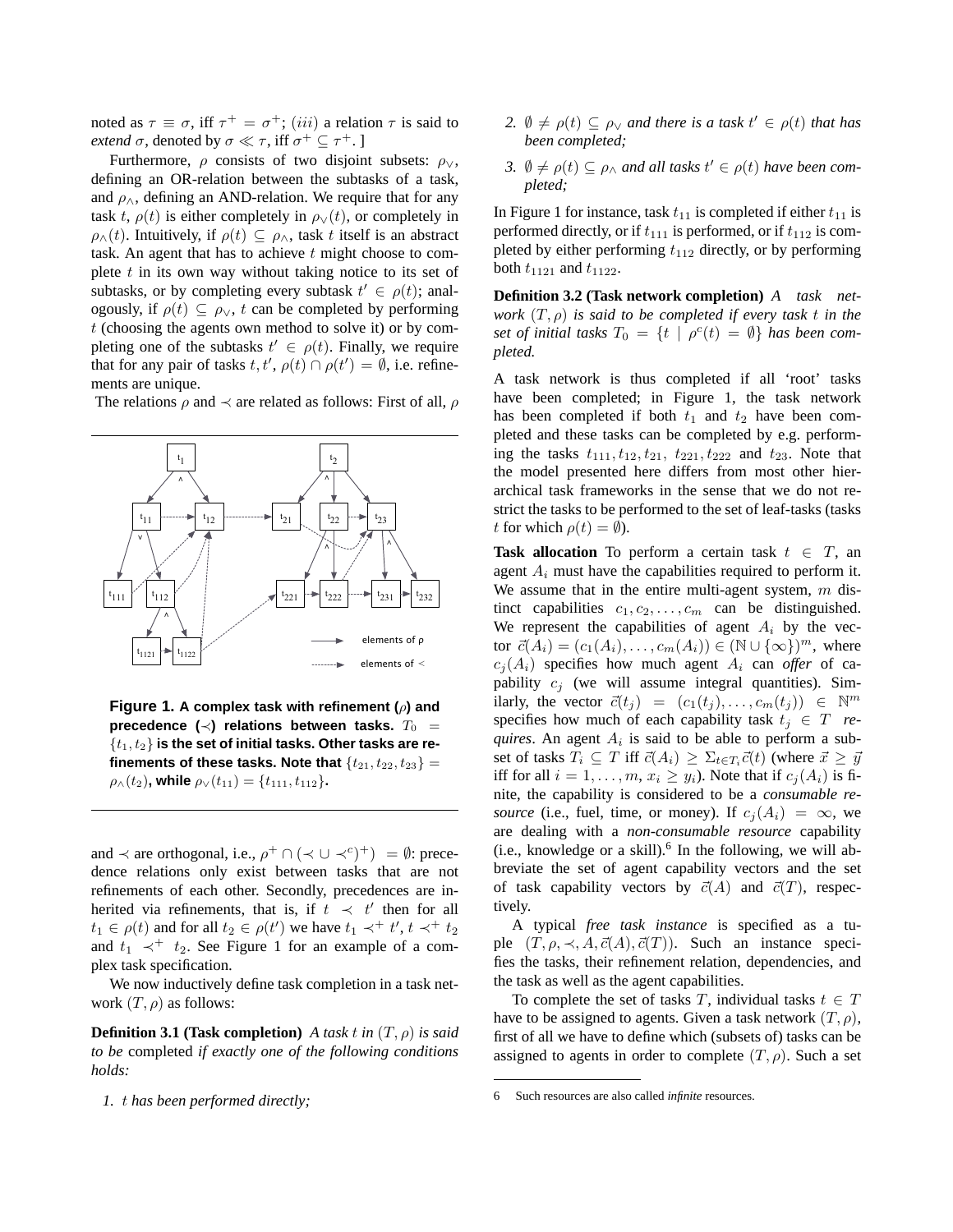noted as $\tau \equiv \sigma$, iff $\tau^+ = \sigma^+$; $(iii)$ a relation $\tau$ is said to *extend* $\sigma$, denoted by $\sigma \ll \tau$, iff $\sigma^+ \subseteq \tau^+$. ]

Furthermore, $\rho$ consists of two disjoint subsets: $\rho_\vee$, defining an OR-relation between the subtasks of a task, and $\rho_\wedge$, defining an AND-relation. We require that for any task $t$, $\rho(t)$ is either completely in $\rho_\vee(t)$, or completely in $\rho_\wedge(t)$. Intuitively, if $\rho(t) \subseteq \rho_\wedge$, task $t$ itself is an abstract task. An agent that has to achieve $t$ might choose to complete $t$ in its own way without taking notice to its set of subtasks, or by completing every subtask $t' \in \rho(t)$; analogously, if $\rho(t) \subseteq \rho_\vee$, $t$ can be completed by performing $t$ (choosing the agents own method to solve it) or by completing one of the subtasks $t' \in \rho(t)$. Finally, we require that for any pair of tasks $t, t'$, $\rho(t) \cap \rho(t') = \emptyset$, i.e. refinements are unique.

The relations $\rho$ and $\prec$ are related as follows: First of all, $\rho$ and $\prec$ are orthogonal, i.e., $\rho^+ \cap (\prec \cup \prec^c)^+) = \emptyset$: precedence relations only exist between tasks that are not refinements of each other. Secondly, precedences are inherited via refinements, that is, if $t \prec t'$ then for all $t_1 \in \rho(t)$ and for all $t_2 \in \rho(t')$ we have $t_1 \prec^+ t'$, $t \prec^+ t_2$ and $t_1 \prec^+ t_2$. See Figure 1 for an example of a complex task specification.

**Figure 1.** **A complex task with refinement ($\rho$) and precedence ($\prec$) relations between tasks. $T_0 = \{t_1, t_2\}$ is the set of initial tasks. Other tasks are refinements of these tasks. Note that $\{t_{21}, t_{22}, t_{23}\} = \rho_\wedge(t_2)$, while $\rho_\vee(t_{11}) = \{t_{111}, t_{112}\}$.**

We now inductively define task completion in a task network $(T, \rho)$ as follows:

**Definition 3.1 (Task completion)** *A task $t$ in $(T, \rho)$ is said to be* completed *if exactly one of the following conditions holds:*

1. *$t$ has been performed directly;*
2. *$\emptyset \neq \rho(t) \subseteq \rho_\vee$ and there is a task $t' \in \rho(t)$ that has been completed;*
3. *$\emptyset \neq \rho(t) \subseteq \rho_\wedge$ and all tasks $t' \in \rho(t)$ have been completed;*

In Figure 1 for instance, task $t_{11}$ is completed if either $t_{11}$ is performed directly, or if $t_{111}$ is performed, or if $t_{112}$ is completed by either performing $t_{112}$ directly, or by performing both $t_{1121}$ and $t_{1122}$.

**Definition 3.2 (Task network completion)** *A task network $(T, \rho)$ is said to be completed if every task $t$ in the set of initial tasks $T_0 = \{t \mid \rho^c(t) = \emptyset\}$ has been completed.*

A task network is thus completed if all 'root' tasks have been completed; in Figure 1, the task network has been completed if both $t_1$ and $t_2$ have been completed and these tasks can be completed by e.g. performing the tasks $t_{111}, t_{12}, t_{21}, t_{221}, t_{222}$ and $t_{23}$. Note that the model presented here differs from most other hierarchical task frameworks in the sense that we do not restrict the tasks to be performed to the set of leaf-tasks (tasks $t$ for which $\rho(t) = \emptyset$).

**Task allocation** To perform a certain task $t \in T$, an agent $A_i$ must have the capabilities required to perform it. We assume that in the entire multi-agent system, $m$ distinct capabilities $c_1, c_2, \ldots, c_m$ can be distinguished. We represent the capabilities of agent $A_i$ by the vector $\vec{c}(A_i) = (c_1(A_i), \ldots, c_m(A_i)) \in (\mathbb{N} \cup \{\infty\})^m$, where $c_j(A_i)$ specifies how much agent $A_i$ can *offer* of capability $c_j$ (we will assume integral quantities). Similarly, the vector $\vec{c}(t_j) = (c_1(t_j), \ldots, c_m(t_j)) \in \mathbb{N}^m$ specifies how much of each capability task $t_j \in T$ *requires*. An agent $A_i$ is said to be able to perform a subset of tasks $T_i \subseteq T$ iff $\vec{c}(A_i) \geq \Sigma_{t \in T_i} \vec{c}(t)$ (where $\vec{x} \geq \vec{y}$ iff for all $i = 1, \ldots, m$, $x_i \geq y_i$). Note that if $c_j(A_i)$ is finite, the capability is considered to be a *consumable resource* (i.e., fuel, time, or money). If $c_j(A_i) = \infty$, we are dealing with a *non-consumable resource* capability (i.e., knowledge or a skill).[6] In the following, we will abbreviate the set of agent capability vectors and the set of task capability vectors by $\vec{c}(A)$ and $\vec{c}(T)$, respectively.

A typical *free task instance* is specified as a tuple $(T, \rho, \prec, A, \vec{c}(A), \vec{c}(T))$. Such an instance specifies the tasks, their refinement relation, dependencies, and the task as well as the agent capabilities.

To complete the set of tasks $T$, individual tasks $t \in T$ have to be assigned to agents. Given a task network $(T, \rho)$, first of all we have to define which (subsets of) tasks can be assigned to agents in order to complete $(T, \rho)$. Such a set

6 Such resources are also called *infinite* resources.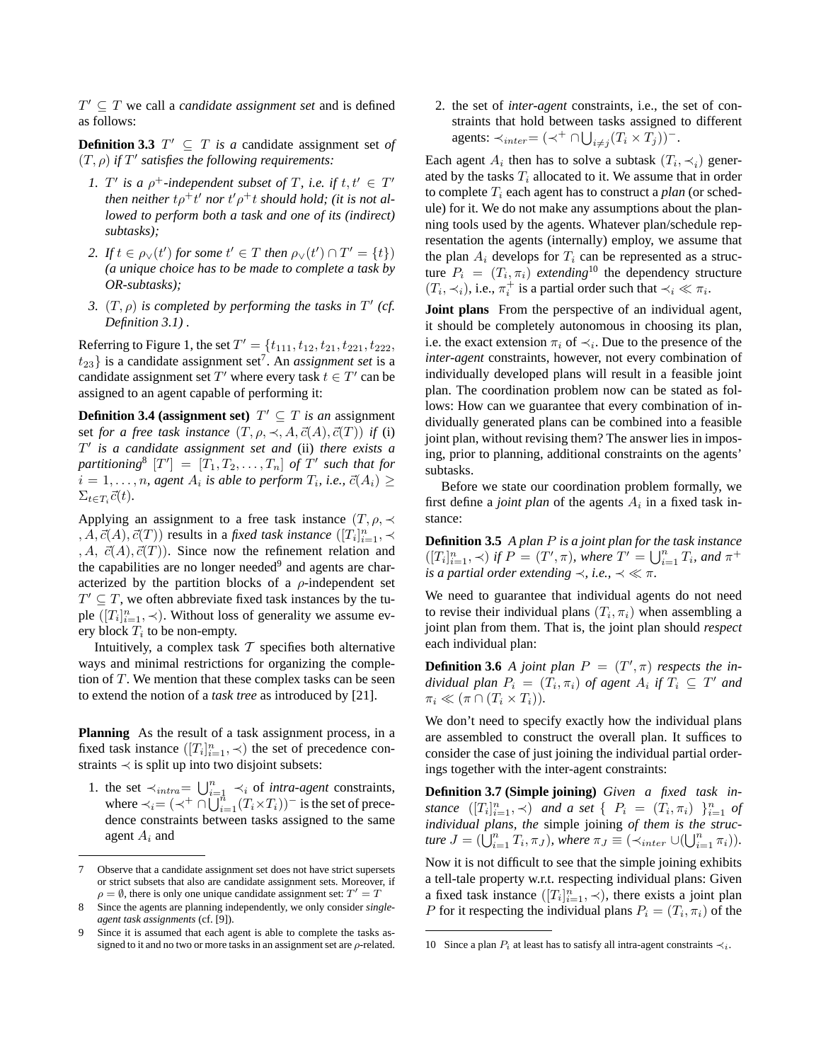$T' \subseteq T$ we call a *candidate assignment set* and is defined as follows:

**Definition 3.3** *$T' \subseteq T$ is a* candidate assignment set *of $(T, \rho)$ if $T'$ satisfies the following requirements:*

1. *$T'$ is a $\rho^+$-independent subset of $T$, i.e. if $t, t' \in T'$ then neither $t\rho^+t'$ nor $t'\rho^+t$ should hold; (it is not allowed to perform both a task and one of its (indirect) subtasks);*
2. *If $t \in \rho_\vee(t')$ for some $t' \in T$ then $\rho_\vee(t') \cap T' = \{t\}$) (a unique choice has to be made to complete a task by OR-subtasks);*
3. *$(T, \rho)$ is completed by performing the tasks in $T'$ (cf. Definition 3.1) .*

Referring to Figure 1, the set $T' = \{t_{111}, t_{12}, t_{21}, t_{221}, t_{222}, t_{23}\}$ is a candidate assignment set[7]. An *assignment set* is a candidate assignment set $T'$ where every task $t \in T'$ can be assigned to an agent capable of performing it:

**Definition 3.4 (assignment set)** *$T' \subseteq T$ is an* assignment set *for a free task instance $(T, \rho, \prec, A, \vec{c}(A), \vec{c}(T))$ if* (i) *$T'$ is a candidate assignment set and* (ii) *there exists a partitioning*[8] *$[T'] = [T_1, T_2, \ldots, T_n]$ of $T'$ such that for $i = 1, \ldots, n$, agent $A_i$ is able to perform $T_i$, i.e., $\vec{c}(A_i) \geq \Sigma_{t \in T_i} \vec{c}(t)$.*

Applying an assignment to a free task instance $(T, \rho, \prec, A, \vec{c}(A), \vec{c}(T))$ results in a *fixed task instance* $([T_i]_{i=1}^n, \prec, A, \vec{c}(A), \vec{c}(T))$. Since now the refinement relation and the capabilities are no longer needed[9] and agents are characterized by the partition blocks of a $\rho$-independent set $T' \subseteq T$, we often abbreviate fixed task instances by the tuple $([T_i]_{i=1}^n, \prec)$. Without loss of generality we assume every block $T_i$ to be non-empty.

Intuitively, a complex task $\mathcal{T}$ specifies both alternative ways and minimal restrictions for organizing the completion of $T$. We mention that these complex tasks can be seen to extend the notion of a *task tree* as introduced by [21].

**Planning** As the result of a task assignment process, in a fixed task instance $([T_i]_{i=1}^n, \prec)$ the set of precedence constraints $\prec$ is split up into two disjoint subsets:

1. the set $\prec_{intra} = \bigcup_{i=1}^n \prec_i$ of *intra-agent* constraints, where $\prec_i = (\prec^+ \cap \bigcup_{i=1}^n (T_i \times T_i))^-$ is the set of precedence constraints between tasks assigned to the same agent $A_i$ and
2. the set of *inter-agent* constraints, i.e., the set of constraints that hold between tasks assigned to different agents: $\prec_{inter} = (\prec^+ \cap \bigcup_{i \neq j} (T_i \times T_j))^-$.

Each agent $A_i$ then has to solve a subtask $(T_i, \prec_i)$ generated by the tasks $T_i$ allocated to it. We assume that in order to complete $T_i$ each agent has to construct a *plan* (or schedule) for it. We do not make any assumptions about the planning tools used by the agents. Whatever plan/schedule representation the agents (internally) employ, we assume that the plan $A_i$ develops for $T_i$ can be represented as a structure $P_i = (T_i, \pi_i)$ *extending*[10] the dependency structure $(T_i, \prec_i)$, i.e., $\pi_i^+$ is a partial order such that $\prec_i \ll \pi_i$.

**Joint plans** From the perspective of an individual agent, it should be completely autonomous in choosing its plan, i.e. the exact extension $\pi_i$ of $\prec_i$. Due to the presence of the *inter-agent* constraints, however, not every combination of individually developed plans will result in a feasible joint plan. The coordination problem now can be stated as follows: How can we guarantee that every combination of individually generated plans can be combined into a feasible joint plan, without revising them? The answer lies in imposing, prior to planning, additional constraints on the agents' subtasks.

Before we state our coordination problem formally, we first define a *joint plan* of the agents $A_i$ in a fixed task instance:

**Definition 3.5** *A plan $P$ is a joint plan for the task instance $([T_i]_{i=1}^n, \prec)$ if $P = (T', \pi)$, where $T' = \bigcup_{i=1}^n T_i$, and $\pi^+$ is a partial order extending $\prec$, i.e., $\prec \ll \pi$.*

We need to guarantee that individual agents do not need to revise their individual plans $(T_i, \pi_i)$ when assembling a joint plan from them. That is, the joint plan should *respect* each individual plan:

**Definition 3.6** *A joint plan $P = (T', \pi)$ respects the individual plan $P_i = (T_i, \pi_i)$ of agent $A_i$ if $T_i \subseteq T'$ and $\pi_i \ll (\pi \cap (T_i \times T_i))$.*

We don't need to specify exactly how the individual plans are assembled to construct the overall plan. It suffices to consider the case of just joining the individual partial orderings together with the inter-agent constraints:

**Definition 3.7 (Simple joining)** *Given a fixed task instance $([T_i]_{i=1}^n, \prec)$ and a set $\{ P_i = (T_i, \pi_i) \}_{i=1}^n$ of individual plans, the* simple joining *of them is the structure $J = (\bigcup_{i=1}^n T_i, \pi_J)$, where $\pi_J \equiv (\prec_{inter} \cup (\bigcup_{i=1}^n \pi_i))$.*

Now it is not difficult to see that the simple joining exhibits a tell-tale property w.r.t. respecting individual plans: Given a fixed task instance $([T_i]_{i=1}^n, \prec)$, there exists a joint plan $P$ for it respecting the individual plans $P_i = (T_i, \pi_i)$ of the

---

7 Observe that a candidate assignment set does not have strict supersets or strict subsets that also are candidate assignment sets. Moreover, if $\rho = \emptyset$, there is only one unique candidate assignment set: $T' = T$

8 Since the agents are planning independently, we only consider *single-agent task assignments* (cf. [9]).

9 Since it is assumed that each agent is able to complete the tasks assigned to it and no two or more tasks in an assignment set are $\rho$-related.

10 Since a plan $P_i$ at least has to satisfy all intra-agent constraints $\prec_i$.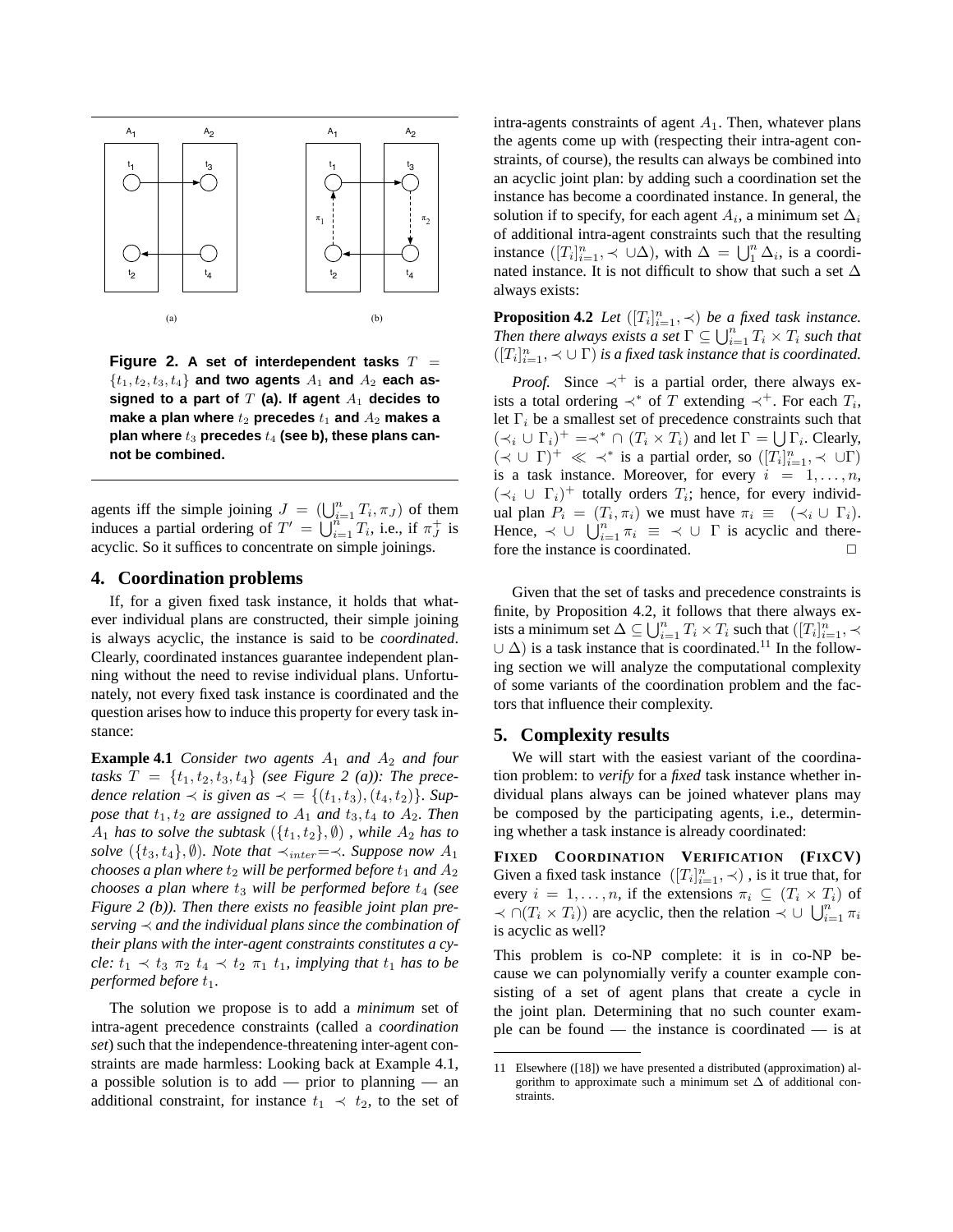**Figure 2. A set of interdependent tasks $T = \{t_1, t_2, t_3, t_4\}$ and two agents $A_1$ and $A_2$ each assigned to a part of $T$ (a). If agent $A_1$ decides to make a plan where $t_2$ precedes $t_1$ and $A_2$ makes a plan where $t_3$ precedes $t_4$ (see b), these plans cannot be combined.**

agents iff the simple joining $J = (\bigcup_{i=1}^{n} T_i, \pi_J)$ of them induces a partial ordering of $T' = \bigcup_{i=1}^{n} T_i$, i.e., if $\pi_J^+$ is acyclic. So it suffices to concentrate on simple joinings.

## 4. Coordination problems

If, for a given fixed task instance, it holds that whatever individual plans are constructed, their simple joining is always acyclic, the instance is said to be *coordinated*. Clearly, coordinated instances guarantee independent planning without the need to revise individual plans. Unfortunately, not every fixed task instance is coordinated and the question arises how to induce this property for every task instance:

**Example 4.1** *Consider two agents $A_1$ and $A_2$ and four tasks $T = \{t_1, t_2, t_3, t_4\}$ (see Figure 2 (a)): The precedence relation $\prec$ is given as $\prec = \{(t_1, t_3), (t_4, t_2)\}$. Suppose that $t_1, t_2$ are assigned to $A_1$ and $t_3, t_4$ to $A_2$. Then $A_1$ has to solve the subtask $(\{t_1, t_2\}, \emptyset)$ , while $A_2$ has to solve $(\{t_3, t_4\}, \emptyset)$. Note that $\prec_{inter} = \prec$. Suppose now $A_1$ chooses a plan where $t_2$ will be performed before $t_1$ and $A_2$ chooses a plan where $t_3$ will be performed before $t_4$ (see Figure 2 (b)). Then there exists no feasible joint plan preserving $\prec$ and the individual plans since the combination of their plans with the inter-agent constraints constitutes a cycle: $t_1 \prec t_3 \; \pi_2 \; t_4 \prec t_2 \; \pi_1 \; t_1$, implying that $t_1$ has to be performed before $t_1$.*

The solution we propose is to add a *minimum* set of intra-agent precedence constraints (called a *coordination set*) such that the independence-threatening inter-agent constraints are made harmless: Looking back at Example 4.1, a possible solution is to add — prior to planning — an additional constraint, for instance $t_1 \prec t_2$, to the set of intra-agents constraints of agent $A_1$. Then, whatever plans the agents come up with (respecting their intra-agent constraints, of course), the results can always be combined into an acyclic joint plan: by adding such a coordination set the instance has become a coordinated instance. In general, the solution if to specify, for each agent $A_i$, a minimum set $\Delta_i$ of additional intra-agent constraints such that the resulting instance $([T_i]_{i=1}^n, \prec \cup \Delta)$, with $\Delta = \bigcup_1^n \Delta_i$, is a coordinated instance. It is not difficult to show that such a set $\Delta$ always exists:

**Proposition 4.2** *Let $([T_i]_{i=1}^n, \prec)$ be a fixed task instance. Then there always exists a set $\Gamma \subseteq \bigcup_{i=1}^n T_i \times T_i$ such that $([T_i]_{i=1}^n, \prec \cup \Gamma)$ is a fixed task instance that is coordinated.*

*Proof.* Since $\prec^+$ is a partial order, there always exists a total ordering $\prec^*$ of $T$ extending $\prec^+$. For each $T_i$, let $\Gamma_i$ be a smallest set of precedence constraints such that $(\prec_i \cup \Gamma_i)^+ = \prec^* \cap (T_i \times T_i)$ and let $\Gamma = \bigcup \Gamma_i$. Clearly, $(\prec \cup \Gamma)^+ \ll \prec^*$ is a partial order, so $([T_i]_{i=1}^n, \prec \cup \Gamma)$ is a task instance. Moreover, for every $i = 1, \ldots, n$, $(\prec_i \cup \Gamma_i)^+$ totally orders $T_i$; hence, for every individual plan $P_i = (T_i, \pi_i)$ we must have $\pi_i \equiv (\prec_i \cup \Gamma_i)$. Hence, $\prec \cup \bigcup_{i=1}^n \pi_i \equiv \prec \cup \Gamma$ is acyclic and therefore the instance is coordinated. $\square$

Given that the set of tasks and precedence constraints is finite, by Proposition 4.2, it follows that there always exists a minimum set $\Delta \subseteq \bigcup_{i=1}^n T_i \times T_i$ such that $([T_i]_{i=1}^n, \prec \cup \Delta)$ is a task instance that is coordinated.[11] In the following section we will analyze the computational complexity of some variants of the coordination problem and the factors that influence their complexity.

## 5. Complexity results

We will start with the easiest variant of the coordination problem: to *verify* for a *fixed* task instance whether individual plans always can be joined whatever plans may be composed by the participating agents, i.e., determining whether a task instance is already coordinated:

**FIXED COORDINATION VERIFICATION (FIXCV)** Given a fixed task instance $([T_i]_{i=1}^n, \prec)$ , is it true that, for every $i = 1, \ldots, n$, if the extensions $\pi_i \subseteq (T_i \times T_i)$ of $\prec \cap (T_i \times T_i))$ are acyclic, then the relation $\prec \cup \bigcup_{i=1}^n \pi_i$ is acyclic as well?

This problem is co-NP complete: it is in co-NP because we can polynomially verify a counter example consisting of a set of agent plans that create a cycle in the joint plan. Determining that no such counter example can be found — the instance is coordinated — is at

[11] Elsewhere ([18]) we have presented a distributed (approximation) algorithm to approximate such a minimum set $\Delta$ of additional constraints.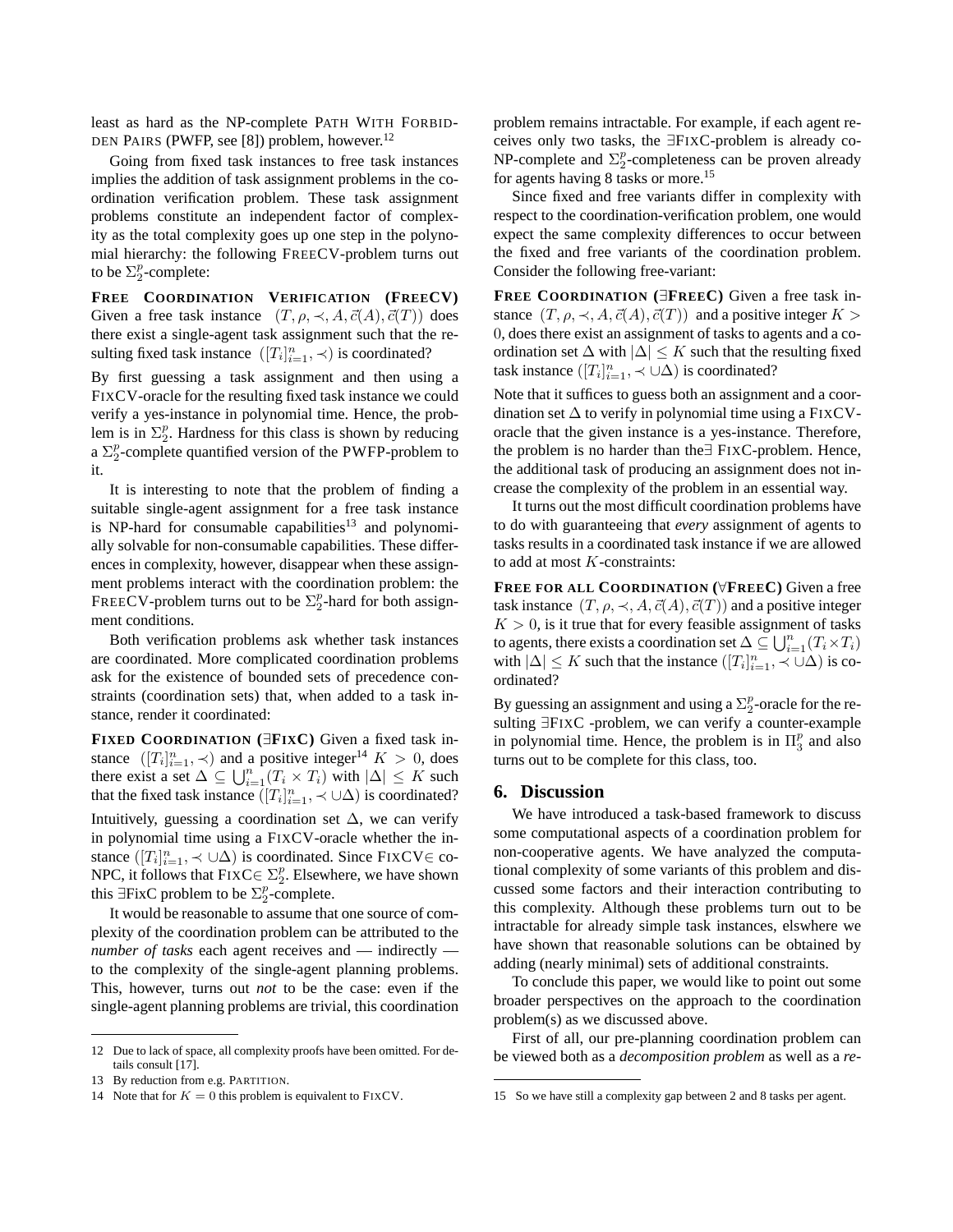least as hard as the NP-complete PATH WITH FORBIDDEN PAIRS (PWFP, see [8]) problem, however.[12]

Going from fixed task instances to free task instances implies the addition of task assignment problems in the coordination verification problem. These task assignment problems constitute an independent factor of complexity as the total complexity goes up one step in the polynomial hierarchy: the following FREECV-problem turns out to be $\Sigma_2^p$-complete:

**FREE COORDINATION VERIFICATION (FREECV)** Given a free task instance $(T, \rho, \prec, A, \vec{c}(A), \vec{c}(T))$ does there exist a single-agent task assignment such that the resulting fixed task instance $([T_i]_{i=1}^n, \prec)$ is coordinated?

By first guessing a task assignment and then using a FIXCV-oracle for the resulting fixed task instance we could verify a yes-instance in polynomial time. Hence, the problem is in $\Sigma_2^p$. Hardness for this class is shown by reducing a $\Sigma_2^p$-complete quantified version of the PWFP-problem to it.

It is interesting to note that the problem of finding a suitable single-agent assignment for a free task instance is NP-hard for consumable capabilities[13] and polynomially solvable for non-consumable capabilities. These differences in complexity, however, disappear when these assignment problems interact with the coordination problem: the FREECV-problem turns out to be $\Sigma_2^p$-hard for both assignment conditions.

Both verification problems ask whether task instances are coordinated. More complicated coordination problems ask for the existence of bounded sets of precedence constraints (coordination sets) that, when added to a task instance, render it coordinated:

**FIXED COORDINATION (∃FIXC)** Given a fixed task instance $([T_i]_{i=1}^n, \prec)$ and a positive integer[14] $K > 0$, does there exist a set $\Delta \subseteq \bigcup_{i=1}^n (T_i \times T_i)$ with $|\Delta| \leq K$ such that the fixed task instance $([T_i]_{i=1}^n, \prec \cup \Delta)$ is coordinated?

Intuitively, guessing a coordination set $\Delta$, we can verify in polynomial time using a FIXCV-oracle whether the instance $([T_i]_{i=1}^n, \prec \cup \Delta)$ is coordinated. Since FIXCV$\in$ co-NPC, it follows that FIXC$\in \Sigma_2^p$. Elsewhere, we have shown this ∃FixC problem to be $\Sigma_2^p$-complete.

It would be reasonable to assume that one source of complexity of the coordination problem can be attributed to the *number of tasks* each agent receives and — indirectly — to the complexity of the single-agent planning problems. This, however, turns out *not* to be the case: even if the single-agent planning problems are trivial, this coordination problem remains intractable. For example, if each agent receives only two tasks, the ∃FIXC-problem is already co-NP-complete and $\Sigma_2^p$-completeness can be proven already for agents having 8 tasks or more.[15]

Since fixed and free variants differ in complexity with respect to the coordination-verification problem, one would expect the same complexity differences to occur between the fixed and free variants of the coordination problem. Consider the following free-variant:

**FREE COORDINATION (∃FREEC)** Given a free task instance $(T, \rho, \prec, A, \vec{c}(A), \vec{c}(T))$ and a positive integer $K > 0$, does there exist an assignment of tasks to agents and a coordination set $\Delta$ with $|\Delta| \leq K$ such that the resulting fixed task instance $([T_i]_{i=1}^n, \prec \cup \Delta)$ is coordinated?

Note that it suffices to guess both an assignment and a coordination set $\Delta$ to verify in polynomial time using a FIXCV-oracle that the given instance is a yes-instance. Therefore, the problem is no harder than the∃ FIXC-problem. Hence, the additional task of producing an assignment does not increase the complexity of the problem in an essential way.

It turns out the most difficult coordination problems have to do with guaranteeing that *every* assignment of agents to tasks results in a coordinated task instance if we are allowed to add at most $K$-constraints:

**FREE FOR ALL COORDINATION (∀FREEC)** Given a free task instance $(T, \rho, \prec, A, \vec{c}(A), \vec{c}(T))$ and a positive integer $K > 0$, is it true that for every feasible assignment of tasks to agents, there exists a coordination set $\Delta \subseteq \bigcup_{i=1}^n (T_i \times T_i)$ with $|\Delta| \leq K$ such that the instance $([T_i]_{i=1}^n, \prec \cup \Delta)$ is coordinated?

By guessing an assignment and using a $\Sigma_2^p$-oracle for the resulting ∃FIXC -problem, we can verify a counter-example in polynomial time. Hence, the problem is in $\Pi_3^p$ and also turns out to be complete for this class, too.

## 6. Discussion

We have introduced a task-based framework to discuss some computational aspects of a coordination problem for non-cooperative agents. We have analyzed the computational complexity of some variants of this problem and discussed some factors and their interaction contributing to this complexity. Although these problems turn out to be intractable for already simple task instances, elswhere we have shown that reasonable solutions can be obtained by adding (nearly minimal) sets of additional constraints.

To conclude this paper, we would like to point out some broader perspectives on the approach to the coordination problem(s) as we discussed above.

First of all, our pre-planning coordination problem can be viewed both as a *decomposition problem* as well as a *re-*

---

12 Due to lack of space, all complexity proofs have been omitted. For details consult [17].

13 By reduction from e.g. PARTITION.

14 Note that for $K = 0$ this problem is equivalent to FIXCV.

15 So we have still a complexity gap between 2 and 8 tasks per agent.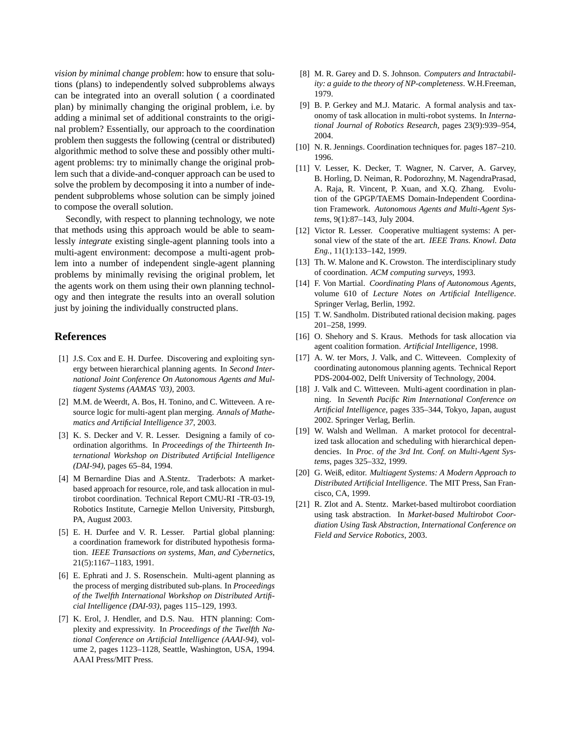*vision by minimal change problem*: how to ensure that solutions (plans) to independently solved subproblems always can be integrated into an overall solution ( a coordinated plan) by minimally changing the original problem, i.e. by adding a minimal set of additional constraints to the original problem? Essentially, our approach to the coordination problem then suggests the following (central or distributed) algorithmic method to solve these and possibly other multi-agent problems: try to minimally change the original problem such that a divide-and-conquer approach can be used to solve the problem by decomposing it into a number of independent subproblems whose solution can be simply joined to compose the overall solution.

Secondly, with respect to planning technology, we note that methods using this approach would be able to seamlessly *integrate* existing single-agent planning tools into a multi-agent environment: decompose a multi-agent problem into a number of independent single-agent planning problems by minimally revising the original problem, let the agents work on them using their own planning technology and then integrate the results into an overall solution just by joining the individually constructed plans.

## References

[1] J.S. Cox and E. H. Durfee. Discovering and exploiting synergy between hierarchical planning agents. In *Second International Joint Conference On Autonomous Agents and Multiagent Systems (AAMAS '03)*, 2003.

[2] M.M. de Weerdt, A. Bos, H. Tonino, and C. Witteveen. A resource logic for multi-agent plan merging. *Annals of Mathematics and Artificial Intelligence 37*, 2003.

[3] K. S. Decker and V. R. Lesser. Designing a family of coordination algorithms. In *Proceedings of the Thirteenth International Workshop on Distributed Artificial Intelligence (DAI-94)*, pages 65–84, 1994.

[4] M Bernardine Dias and A.Stentz. Traderbots: A market-based approach for resource, role, and task allocation in multirobot coordination. Technical Report CMU-RI -TR-03-19, Robotics Institute, Carnegie Mellon University, Pittsburgh, PA, August 2003.

[5] E. H. Durfee and V. R. Lesser. Partial global planning: a coordination framework for distributed hypothesis formation. *IEEE Transactions on systems, Man, and Cybernetics*, 21(5):1167–1183, 1991.

[6] E. Ephrati and J. S. Rosenschein. Multi-agent planning as the process of merging distributed sub-plans. In *Proceedings of the Twelfth International Workshop on Distributed Artificial Intelligence (DAI-93)*, pages 115–129, 1993.

[7] K. Erol, J. Hendler, and D.S. Nau. HTN planning: Complexity and expressivity. In *Proceedings of the Twelfth National Conference on Artificial Intelligence (AAAI-94)*, volume 2, pages 1123–1128, Seattle, Washington, USA, 1994. AAAI Press/MIT Press.

[8] M. R. Garey and D. S. Johnson. *Computers and Intractability: a guide to the theory of NP-completeness*. W.H.Freeman, 1979.

[9] B. P. Gerkey and M.J. Mataric. A formal analysis and taxonomy of task allocation in multi-robot systems. In *International Journal of Robotics Research*, pages 23(9):939–954, 2004.

[10] N. R. Jennings. Coordination techniques for. pages 187–210. 1996.

[11] V. Lesser, K. Decker, T. Wagner, N. Carver, A. Garvey, B. Horling, D. Neiman, R. Podorozhny, M. NagendraPrasad, A. Raja, R. Vincent, P. Xuan, and X.Q. Zhang. Evolution of the GPGP/TAEMS Domain-Independent Coordination Framework. *Autonomous Agents and Multi-Agent Systems*, 9(1):87–143, July 2004.

[12] Victor R. Lesser. Cooperative multiagent systems: A personal view of the state of the art. *IEEE Trans. Knowl. Data Eng.*, 11(1):133–142, 1999.

[13] Th. W. Malone and K. Crowston. The interdisciplinary study of coordination. *ACM computing surveys*, 1993.

[14] F. Von Martial. *Coordinating Plans of Autonomous Agents*, volume 610 of *Lecture Notes on Artificial Intelligence*. Springer Verlag, Berlin, 1992.

[15] T. W. Sandholm. Distributed rational decision making. pages 201–258, 1999.

[16] O. Shehory and S. Kraus. Methods for task allocation via agent coalition formation. *Artificial Intelligence*, 1998.

[17] A. W. ter Mors, J. Valk, and C. Witteveen. Complexity of coordinating autonomous planning agents. Technical Report PDS-2004-002, Delft University of Technology, 2004.

[18] J. Valk and C. Witteveen. Multi-agent coordination in planning. In *Seventh Pacific Rim International Conference on Artificial Intelligence*, pages 335–344, Tokyo, Japan, august 2002. Springer Verlag, Berlin.

[19] W. Walsh and Wellman. A market protocol for decentralized task allocation and scheduling with hierarchical dependencies. In *Proc. of the 3rd Int. Conf. on Multi-Agent Systems*, pages 325–332, 1999.

[20] G. Weiß, editor. *Multiagent Systems: A Modern Approach to Distributed Artificial Intelligence*. The MIT Press, San Francisco, CA, 1999.

[21] R. Zlot and A. Stentz. Market-based multirobot coordiation using task abstraction. In *Market-based Multirobot Coordiation Using Task Abstraction, International Conference on Field and Service Robotics*, 2003.